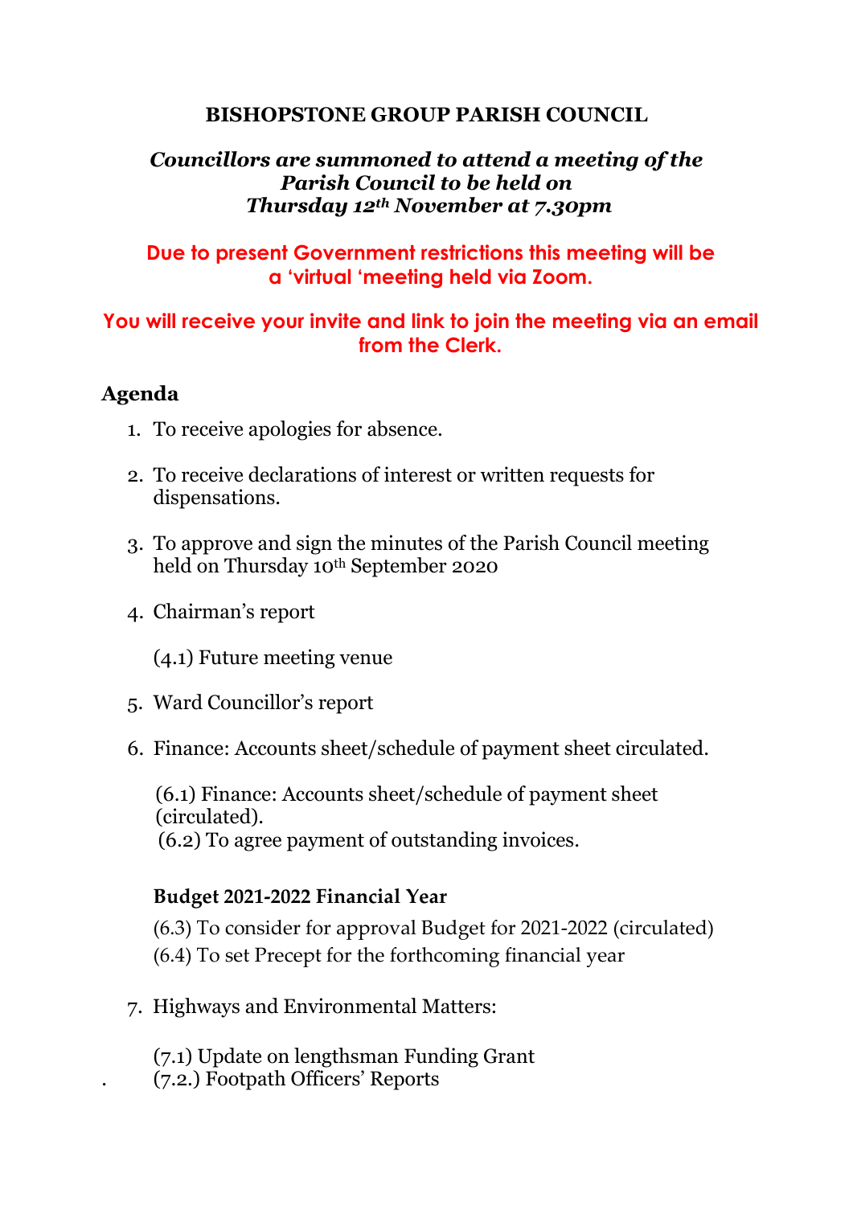# BISHOPSTONE GROUP PARISH COUNCIL

***Councillors are summoned to attend a meeting of the Parish Council to be held on Thursday 12th November at 7.30pm***

**Due to present Government restrictions this meeting will be a 'virtual 'meeting held via Zoom.**

**You will receive your invite and link to join the meeting via an email from the Clerk.**

## Agenda

1. To receive apologies for absence.

2. To receive declarations of interest or written requests for dispensations.

3. To approve and sign the minutes of the Parish Council meeting held on Thursday 10th September 2020

4. Chairman's report

   (4.1) Future meeting venue

5. Ward Councillor's report

6. Finance: Accounts sheet/schedule of payment sheet circulated.

   (6.1) Finance: Accounts sheet/schedule of payment sheet (circulated).
   (6.2) To agree payment of outstanding invoices.

   **Budget 2021-2022 Financial Year**

   (6.3) To consider for approval Budget for 2021-2022 (circulated)
   (6.4) To set Precept for the forthcoming financial year

7. Highways and Environmental Matters:

   (7.1) Update on lengthsman Funding Grant
   (7.2.) Footpath Officers' Reports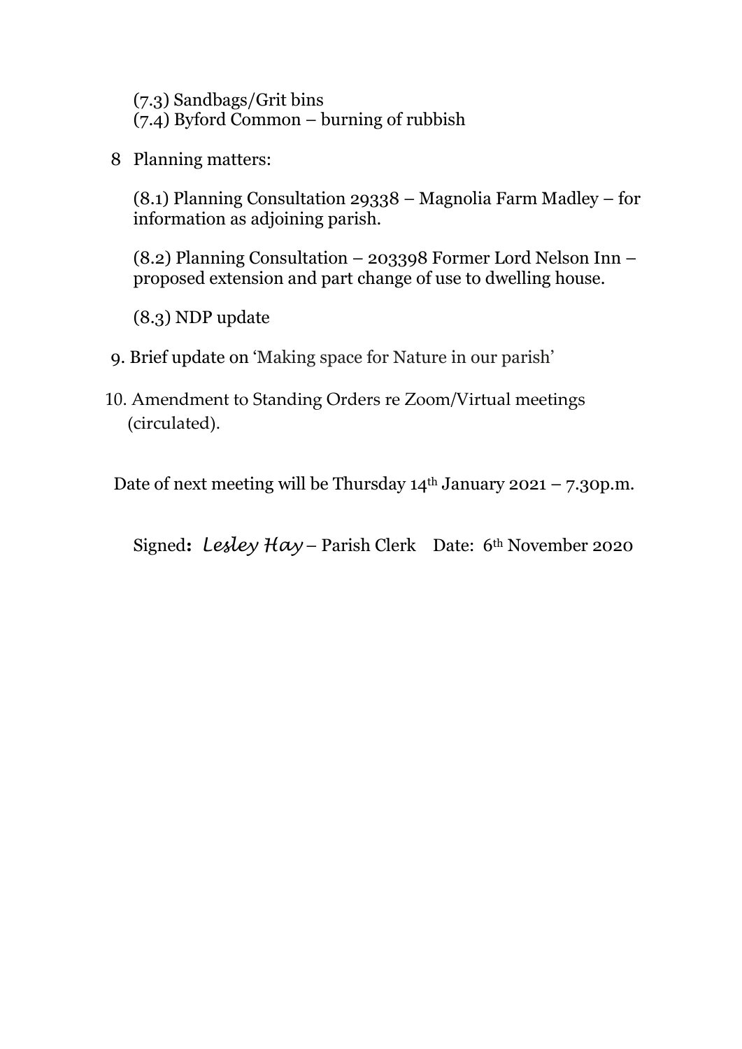(7.3) Sandbags/Grit bins
(7.4) Byford Common – burning of rubbish

8 Planning matters:

(8.1) Planning Consultation 29338 – Magnolia Farm Madley – for information as adjoining parish.

(8.2) Planning Consultation – 203398 Former Lord Nelson Inn – proposed extension and part change of use to dwelling house.

(8.3) NDP update

9. Brief update on 'Making space for Nature in our parish'

10. Amendment to Standing Orders re Zoom/Virtual meetings (circulated).

Date of next meeting will be Thursday 14th January 2021 – 7.30p.m.

Signed**:** *Lesley Hay* – Parish Clerk Date: 6th November 2020